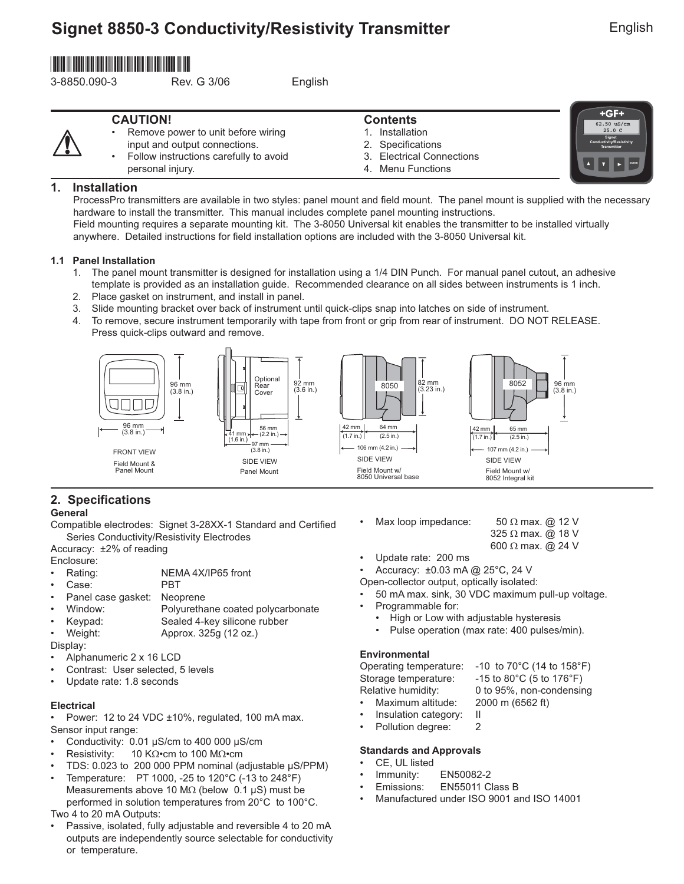# Signet 8850-3 Conductivity/Resistivity Transmitter

English

3-8850.090-3 Rev. G 3/06 English

**CAUTION!**

- Remove power to unit before wiring input and output connections.
- Follow instructions carefully to avoid personal injury.

**Contents**

1. Installation
2. Specifications
3. Electrical Connections
4. Menu Functions

## 1. Installation

ProcessPro transmitters are available in two styles: panel mount and field mount. The panel mount is supplied with the necessary hardware to install the transmitter. This manual includes complete panel mounting instructions.

Field mounting requires a separate mounting kit. The 3-8050 Universal kit enables the transmitter to be installed virtually anywhere. Detailed instructions for field installation options are included with the 3-8050 Universal kit.

### 1.1 Panel Installation

1. The panel mount transmitter is designed for installation using a 1/4 DIN Punch. For manual panel cutout, an adhesive template is provided as an installation guide. Recommended clearance on all sides between instruments is 1 inch.
2. Place gasket on instrument, and install in panel.
3. Slide mounting bracket over back of instrument until quick-clips snap into latches on side of instrument.
4. To remove, secure instrument temporarily with tape from front or grip from rear of instrument. DO NOT RELEASE. Press quick-clips outward and remove.

FRONT VIEW – Field Mount & Panel Mount: 96 mm (3.8 in.) × 96 mm (3.8 in.)

SIDE VIEW – Panel Mount: Optional Rear Cover; 92 mm (3.6 in.); 41 mm (1.6 in.); 56 mm (2.2 in.); 97 mm (3.8 in.)

SIDE VIEW – Field Mount w/ 8050 Universal base: 8050; 82 mm (3.23 in.); 42 mm (1.7 in.); 64 mm (2.5 in.); 106 mm (4.2 in.)

SIDE VIEW – Field Mount w/ 8052 Integral kit: 8052; 96 mm (3.8 in.); 42 mm (1.7 in.); 65 mm (2.5 in.); 107 mm (4.2 in.)

## 2. Specifications

### General

Compatible electrodes: Signet 3-28XX-1 Standard and Certified Series Conductivity/Resistivity Electrodes

Accuracy: ±2% of reading

Enclosure:

- Rating: NEMA 4X/IP65 front
- Case: PBT
- Panel case gasket: Neoprene
- Window: Polyurethane coated polycarbonate
- Keypad: Sealed 4-key silicone rubber
- Weight: Approx. 325g (12 oz.)

Display:

- Alphanumeric 2 x 16 LCD
- Contrast: User selected, 5 levels
- Update rate: 1.8 seconds

### Electrical

- Power: 12 to 24 VDC ±10%, regulated, 100 mA max.

Sensor input range:

- Conductivity: 0.01 μS/cm to 400 000 μS/cm
- Resistivity: 10 KΩ•cm to 100 MΩ•cm
- TDS: 0.023 to 200 000 PPM nominal (adjustable μS/PPM)
- Temperature: PT 1000, -25 to 120°C (-13 to 248°F) Measurements above 10 MΩ (below 0.1 μS) must be performed in solution temperatures from 20°C to 100°C.

Two 4 to 20 mA Outputs:

- Passive, isolated, fully adjustable and reversible 4 to 20 mA outputs are independently source selectable for conductivity or temperature.
- Max loop impedance: 50 Ω max. @ 12 V; 325 Ω max. @ 18 V; 600 Ω max. @ 24 V
- Update rate: 200 ms
- Accuracy: ±0.03 mA @ 25°C, 24 V

Open-collector output, optically isolated:

- 50 mA max. sink, 30 VDC maximum pull-up voltage.
- Programmable for:
  - High or Low with adjustable hysteresis
  - Pulse operation (max rate: 400 pulses/min).

### Environmental

Operating temperature: -10 to 70°C (14 to 158°F)

Storage temperature: -15 to 80°C (5 to 176°F)

Relative humidity: 0 to 95%, non-condensing

- Maximum altitude: 2000 m (6562 ft)
- Insulation category: II
- Pollution degree: 2

### Standards and Approvals

- CE, UL listed
- Immunity: EN50082-2
- Emissions: EN55011 Class B
- Manufactured under ISO 9001 and ISO 14001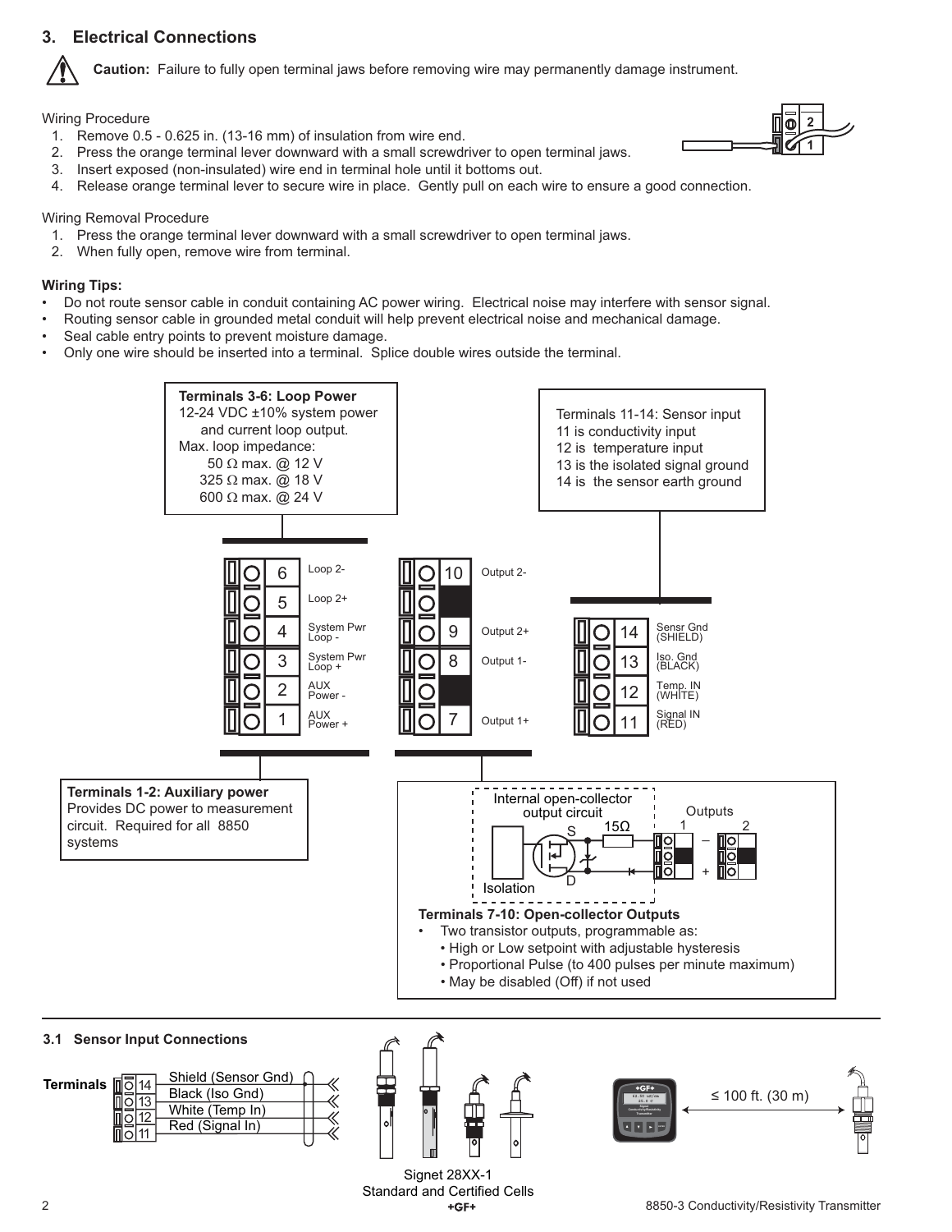## 3. Electrical Connections

**Caution:** Failure to fully open terminal jaws before removing wire may permanently damage instrument.

Wiring Procedure

1. Remove 0.5 - 0.625 in. (13-16 mm) of insulation from wire end.
2. Press the orange terminal lever downward with a small screwdriver to open terminal jaws.
3. Insert exposed (non-insulated) wire end in terminal hole until it bottoms out.
4. Release orange terminal lever to secure wire in place. Gently pull on each wire to ensure a good connection.

Wiring Removal Procedure

1. Press the orange terminal lever downward with a small screwdriver to open terminal jaws.
2. When fully open, remove wire from terminal.

**Wiring Tips:**

- Do not route sensor cable in conduit containing AC power wiring. Electrical noise may interfere with sensor signal.
- Routing sensor cable in grounded metal conduit will help prevent electrical noise and mechanical damage.
- Seal cable entry points to prevent moisture damage.
- Only one wire should be inserted into a terminal. Splice double wires outside the terminal.

**Terminals 3-6: Loop Power**
12-24 VDC ±10% system power and current loop output.
Max. loop impedance:
50 Ω max. @ 12 V
325 Ω max. @ 18 V
600 Ω max. @ 24 V

Terminals 11-14: Sensor input
11 is conductivity input
12 is temperature input
13 is the isolated signal ground
14 is the sensor earth ground

| Terminal | Function |
|---|---|
| 6 | Loop 2- |
| 5 | Loop 2+ |
| 4 | System Pwr Loop - |
| 3 | System Pwr Loop + |
| 2 | AUX Power - |
| 1 | AUX Power + |
| 10 | Output 2- |
| 9 | Output 2+ |
| 8 | Output 1- |
| 7 | Output 1+ |
| 14 | Sensr Gnd (SHIELD) |
| 13 | Iso. Gnd (BLACK) |
| 12 | Temp. IN (WHITE) |
| 11 | Signal IN (RED) |

**Terminals 1-2: Auxiliary power**
Provides DC power to measurement circuit. Required for all 8850 systems

Internal open-collector output circuit — Isolation, S, D, 15Ω — Outputs 1, 2 (–, +)

**Terminals 7-10: Open-collector Outputs**

- Two transistor outputs, programmable as:
  - High or Low setpoint with adjustable hysteresis
  - Proportional Pulse (to 400 pulses per minute maximum)
  - May be disabled (Off) if not used

### 3.1 Sensor Input Connections

**Terminals**
- 14 — Shield (Sensor Gnd)
- 13 — Black (Iso Gnd)
- 12 — White (Temp In)
- 11 — Red (Signal In)

Signet 28XX-1
Standard and Certified Cells

≤ 100 ft. (30 m)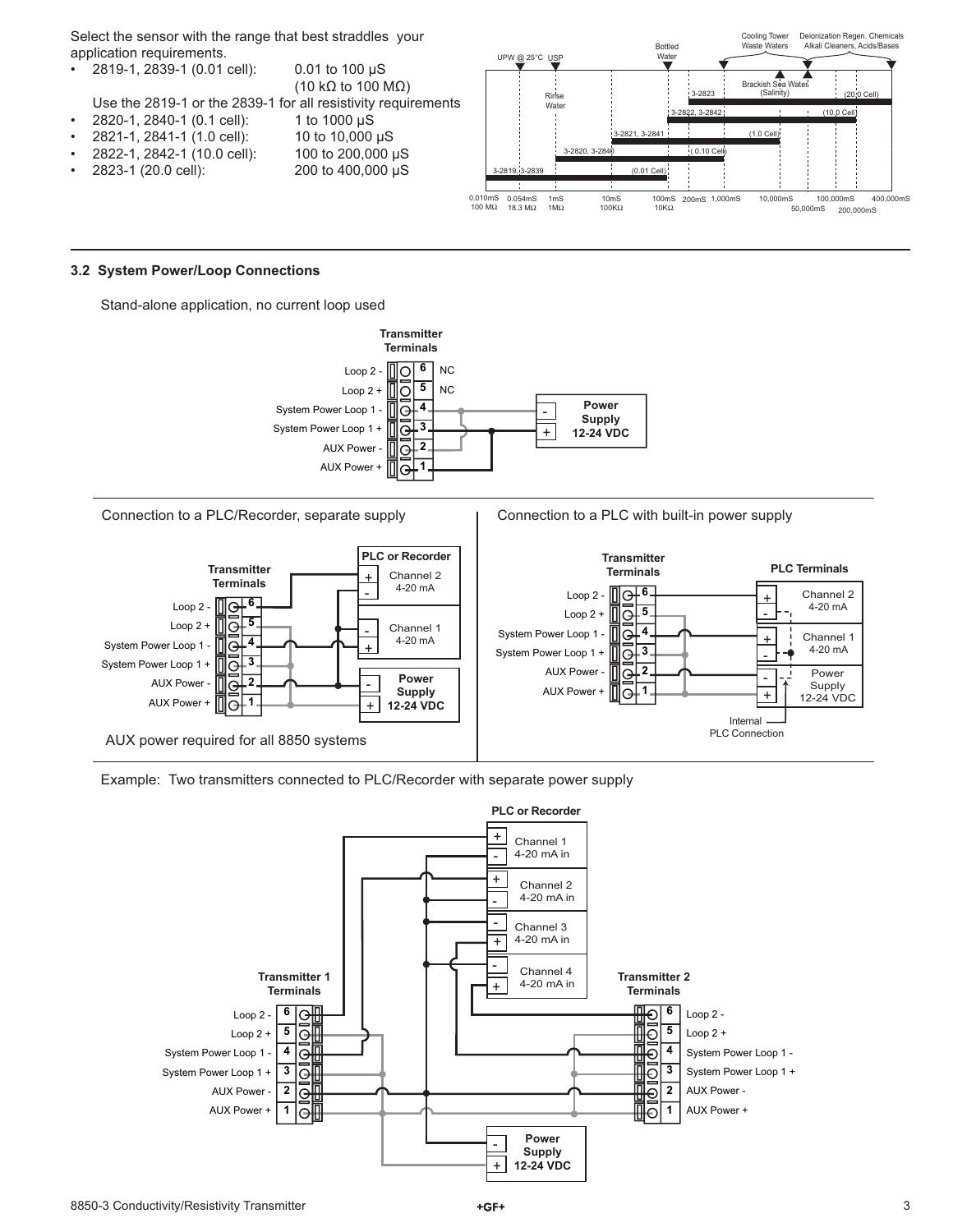Select the sensor with the range that best straddles your application requirements.

- 2819-1, 2839-1 (0.01 cell): 0.01 to 100 µS (10 kΩ to 100 MΩ)

  Use the 2819-1 or the 2839-1 for all resistivity requirements
- 2820-1, 2840-1 (0.1 cell): 1 to 1000 µS
- 2821-1, 2841-1 (1.0 cell): 10 to 10,000 µS
- 2822-1, 2842-1 (10.0 cell): 100 to 200,000 µS
- 2823-1 (20.0 cell): 200 to 400,000 µS

## 3.2 System Power/Loop Connections

Stand-alone application, no current loop used

Connection to a PLC/Recorder, separate supply

AUX power required for all 8850 systems

Connection to a PLC with built-in power supply

Example: Two transmitters connected to PLC/Recorder with separate power supply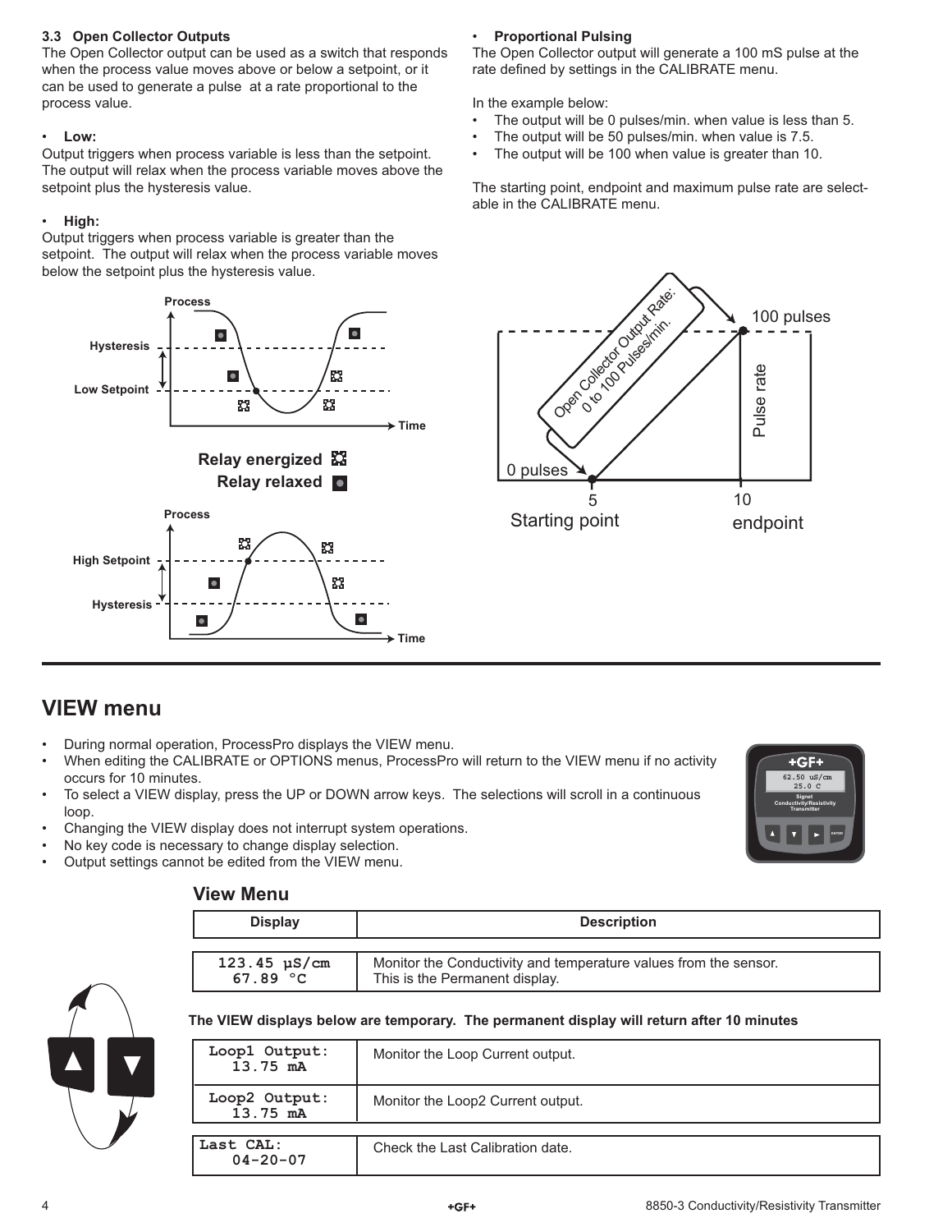### 3.3 Open Collector Outputs

The Open Collector output can be used as a switch that responds when the process value moves above or below a setpoint, or it can be used to generate a pulse at a rate proportional to the process value.

- **Low:**

Output triggers when process variable is less than the setpoint. The output will relax when the process variable moves above the setpoint plus the hysteresis value.

- **High:**

Output triggers when process variable is greater than the setpoint. The output will relax when the process variable moves below the setpoint plus the hysteresis value.

- **Proportional Pulsing**

The Open Collector output will generate a 100 mS pulse at the rate defined by settings in the CALIBRATE menu.

In the example below:

- The output will be 0 pulses/min. when value is less than 5.
- The output will be 50 pulses/min. when value is 7.5.
- The output will be 100 when value is greater than 10.

The starting point, endpoint and maximum pulse rate are selectable in the CALIBRATE menu.

## VIEW menu

- During normal operation, ProcessPro displays the VIEW menu.
- When editing the CALIBRATE or OPTIONS menus, ProcessPro will return to the VIEW menu if no activity occurs for 10 minutes.
- To select a VIEW display, press the UP or DOWN arrow keys. The selections will scroll in a continuous loop.
- Changing the VIEW display does not interrupt system operations.
- No key code is necessary to change display selection.
- Output settings cannot be edited from the VIEW menu.

### View Menu

| Display | Description |
|---|---|
| 123.45 µS/cm<br>67.89 °C | Monitor the Conductivity and temperature values from the sensor.<br>This is the Permanent display. |

**The VIEW displays below are temporary. The permanent display will return after 10 minutes**

| Display | Description |
|---|---|
| Loop1 Output:<br>13.75 mA | Monitor the Loop Current output. |
| Loop2 Output:<br>13.75 mA | Monitor the Loop2 Current output. |
| Last CAL:<br>04-20-07 | Check the Last Calibration date. |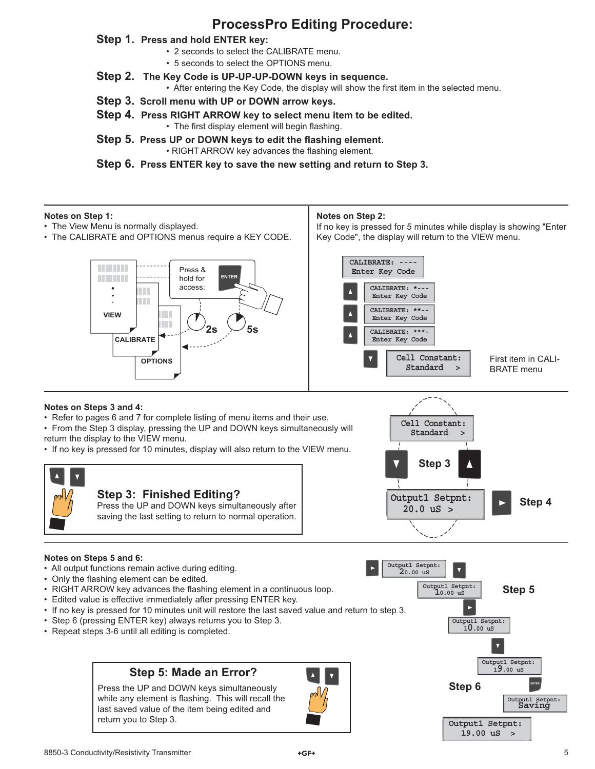# ProcessPro Editing Procedure:

**Step 1. Press and hold ENTER key:**

- 2 seconds to select the CALIBRATE menu.
- 5 seconds to select the OPTIONS menu.

**Step 2. The Key Code is UP-UP-UP-DOWN keys in sequence.**

- After entering the Key Code, the display will show the first item in the selected menu.

**Step 3. Scroll menu with UP or DOWN arrow keys.**

**Step 4. Press RIGHT ARROW key to select menu item to be edited.**

- The first display element will begin flashing.

**Step 5. Press UP or DOWN keys to edit the flashing element.**

- RIGHT ARROW key advances the flashing element.

**Step 6. Press ENTER key to save the new setting and return to Step 3.**

---

**Notes on Step 1:**

- The View Menu is normally displayed.
- The CALIBRATE and OPTIONS menus require a KEY CODE.

VIEW

CALIBRATE

OPTIONS

Press & hold for access: ENTER

2s 5s

**Notes on Step 2:**

If no key is pressed for 5 minutes while display is showing "Enter Key Code", the display will return to the VIEW menu.

```
CALIBRATE: ----
Enter Key Code
```

▲
```
CALIBRATE: *---
Enter Key Code
```

▲
```
CALIBRATE: **--
Enter Key Code
```

▲
```
CALIBRATE: ***-
Enter Key Code
```

▼
```
Cell Constant:
Standard    >
```

First item in CALIBRATE menu

---

**Notes on Steps 3 and 4:**

- Refer to pages 6 and 7 for complete listing of menu items and their use.
- From the Step 3 display, pressing the UP and DOWN keys simultaneously will return the display to the VIEW menu.
- If no key is pressed for 10 minutes, display will also return to the VIEW menu.

**Step 3: Finished Editing?**

Press the UP and DOWN keys simultaneously after saving the last setting to return to normal operation.

```
Cell Constant:
Standard    >
```

▼ Step 3 ▲

```
Output1 Setpnt:
20.0 uS  >
```

► Step 4

---

**Notes on Steps 5 and 6:**

- All output functions remain active during editing.
- Only the flashing element can be edited.
- RIGHT ARROW key advances the flashing element in a continuous loop.
- Edited value is effective immediately after pressing ENTER key.
- If no key is pressed for 10 minutes unit will restore the last saved value and return to step 3.
- Step 6 (pressing ENTER key) always returns you to Step 3.
- Repeat steps 3-6 until all editing is completed.

**Step 5: Made an Error?**

Press the UP and DOWN keys simultaneously while any element is flashing. This will recall the last saved value of the item being edited and return you to Step 3.

Step 5

► 
```
Output1 Setpnt:
20.00 uS
```
▼
```
Output1 Setpnt:
10.00 uS
```
►
```
Output1 Setpnt:
10.00 uS
```
▼
```
Output1 Setpnt:
19.00 uS
```

Step 6

ENTER
```
Output1 Setpnt:
Saving
```

```
Output1 Setpnt:
19.00 uS  >
```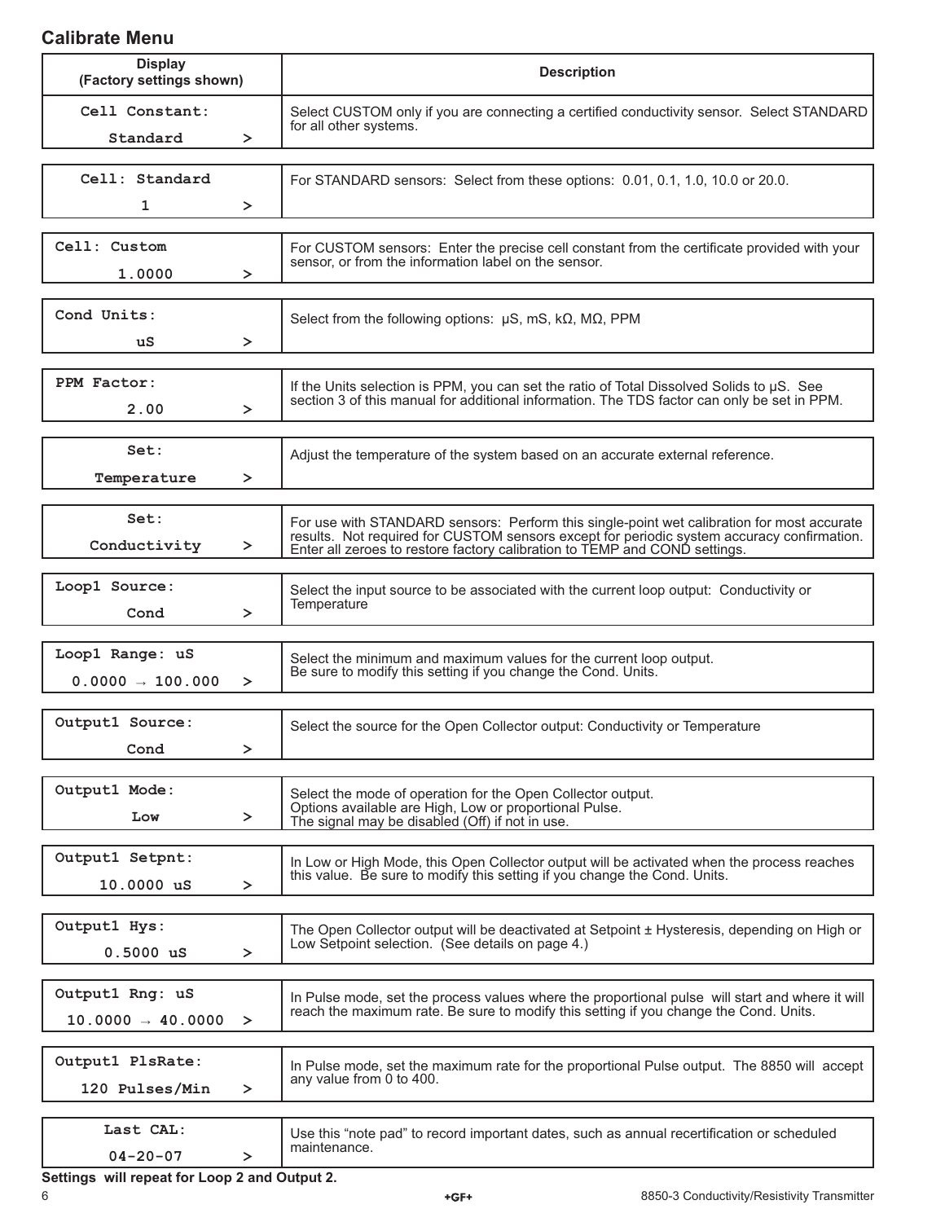## Calibrate Menu

| Display (Factory settings shown) | Description |
|---|---|
| Cell Constant: Standard > | Select CUSTOM only if you are connecting a certified conductivity sensor. Select STANDARD for all other systems. |
| Cell: Standard 1 > | For STANDARD sensors: Select from these options: 0.01, 0.1, 1.0, 10.0 or 20.0. |
| Cell: Custom 1.0000 > | For CUSTOM sensors: Enter the precise cell constant from the certificate provided with your sensor, or from the information label on the sensor. |
| Cond Units: uS > | Select from the following options: μS, mS, kΩ, MΩ, PPM |
| PPM Factor: 2.00 > | If the Units selection is PPM, you can set the ratio of Total Dissolved Solids to μS. See section 3 of this manual for additional information. The TDS factor can only be set in PPM. |
| Set: Temperature > | Adjust the temperature of the system based on an accurate external reference. |
| Set: Conductivity > | For use with STANDARD sensors: Perform this single-point wet calibration for most accurate results. Not required for CUSTOM sensors except for periodic system accuracy confirmation. Enter all zeroes to restore factory calibration to TEMP and COND settings. |
| Loop1 Source: Cond > | Select the input source to be associated with the current loop output: Conductivity or Temperature |
| Loop1 Range: uS 0.0000 → 100.000 > | Select the minimum and maximum values for the current loop output. Be sure to modify this setting if you change the Cond. Units. |
| Output1 Source: Cond > | Select the source for the Open Collector output: Conductivity or Temperature |
| Output1 Mode: Low > | Select the mode of operation for the Open Collector output. Options available are High, Low or proportional Pulse. The signal may be disabled (Off) if not in use. |
| Output1 Setpnt: 10.0000 uS > | In Low or High Mode, this Open Collector output will be activated when the process reaches this value. Be sure to modify this setting if you change the Cond. Units. |
| Output1 Hys: 0.5000 uS > | The Open Collector output will be deactivated at Setpoint ± Hysteresis, depending on High or Low Setpoint selection. (See details on page 4.) |
| Output1 Rng: uS 10.0000 → 40.0000 > | In Pulse mode, set the process values where the proportional pulse will start and where it will reach the maximum rate. Be sure to modify this setting if you change the Cond. Units. |
| Output1 PlsRate: 120 Pulses/Min > | In Pulse mode, set the maximum rate for the proportional Pulse output. The 8850 will accept any value from 0 to 400. |
| Last CAL: 04-20-07 > | Use this "note pad" to record important dates, such as annual recertification or scheduled maintenance. |

**Settings will repeat for Loop 2 and Output 2.**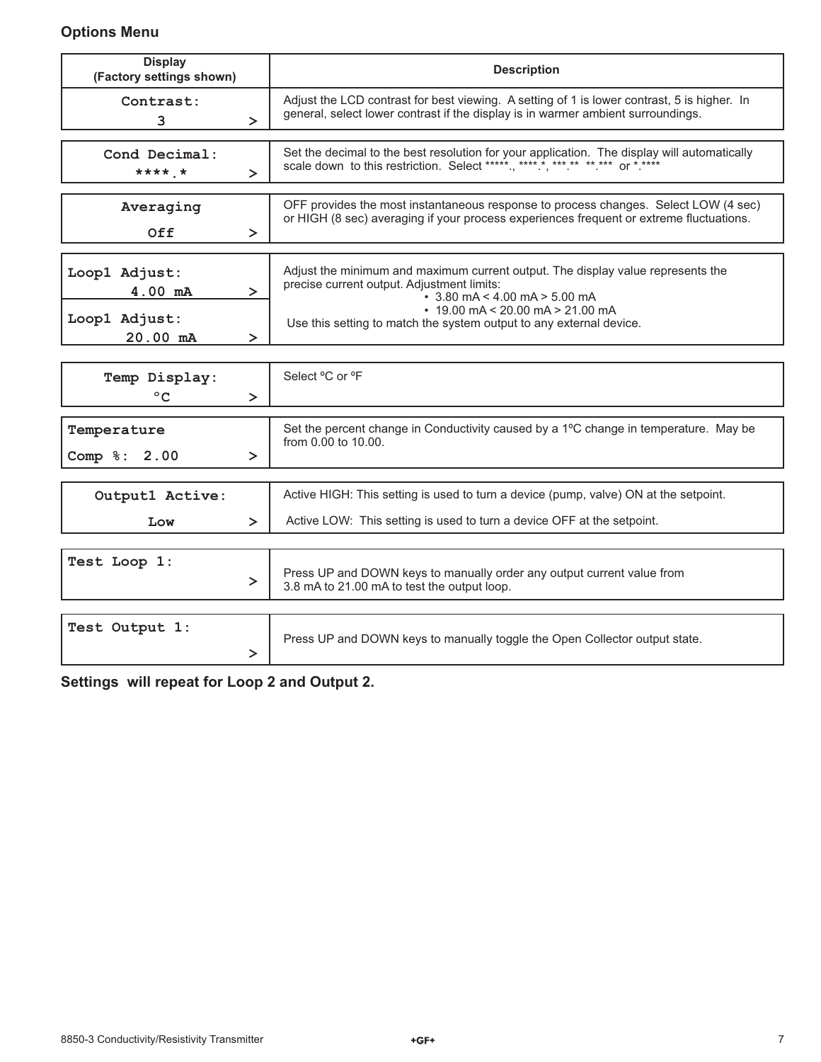## Options Menu

| Display (Factory settings shown) | Description |
|---|---|
| Contrast: 3 > | Adjust the LCD contrast for best viewing. A setting of 1 is lower contrast, 5 is higher. In general, select lower contrast if the display is in warmer ambient surroundings. |
| Cond Decimal: ****.* > | Set the decimal to the best resolution for your application. The display will automatically scale down to this restriction. Select *****., ****.*, ***.** **.*** or *.**** |
| Averaging Off > | OFF provides the most instantaneous response to process changes. Select LOW (4 sec) or HIGH (8 sec) averaging if your process experiences frequent or extreme fluctuations. |
| Loop1 Adjust: 4.00 mA > <br> Loop1 Adjust: 20.00 mA > | Adjust the minimum and maximum current output. The display value represents the precise current output. Adjustment limits: <br> • 3.80 mA < 4.00 mA > 5.00 mA <br> • 19.00 mA < 20.00 mA > 21.00 mA <br> Use this setting to match the system output to any external device. |
| Temp Display: °C > | Select ºC or ºF |
| Temperature Comp %: 2.00 > | Set the percent change in Conductivity caused by a 1ºC change in temperature. May be from 0.00 to 10.00. |
| Output1 Active: Low > | Active HIGH: This setting is used to turn a device (pump, valve) ON at the setpoint. <br> Active LOW: This setting is used to turn a device OFF at the setpoint. |
| Test Loop 1: > | Press UP and DOWN keys to manually order any output current value from 3.8 mA to 21.00 mA to test the output loop. |
| Test Output 1: > | Press UP and DOWN keys to manually toggle the Open Collector output state. |

**Settings will repeat for Loop 2 and Output 2.**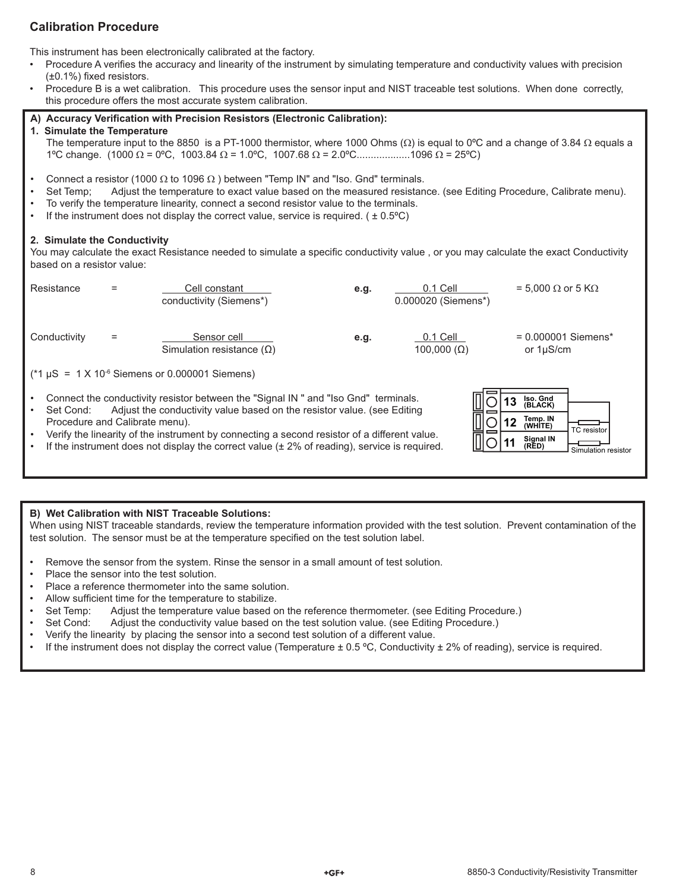## Calibration Procedure

This instrument has been electronically calibrated at the factory.

- Procedure A verifies the accuracy and linearity of the instrument by simulating temperature and conductivity values with precision (±0.1%) fixed resistors.
- Procedure B is a wet calibration. This procedure uses the sensor input and NIST traceable test solutions. When done correctly, this procedure offers the most accurate system calibration.

### A) Accuracy Verification with Precision Resistors (Electronic Calibration):

**1. Simulate the Temperature**

The temperature input to the 8850 is a PT-1000 thermistor, where 1000 Ohms (Ω) is equal to 0ºC and a change of 3.84 Ω equals a 1ºC change. (1000 Ω = 0ºC, 1003.84 Ω = 1.0ºC, 1007.68 Ω = 2.0ºC..................1096 Ω = 25ºC)

- Connect a resistor (1000 Ω to 1096 Ω ) between "Temp IN" and "Iso. Gnd" terminals.
- Set Temp; Adjust the temperature to exact value based on the measured resistance. (see Editing Procedure, Calibrate menu).
- To verify the temperature linearity, connect a second resistor value to the terminals.
- If the instrument does not display the correct value, service is required. ( ± 0.5ºC)

**2. Simulate the Conductivity**

You may calculate the exact Resistance needed to simulate a specific conductivity value , or you may calculate the exact Conductivity based on a resistor value:

$$\text{Resistance} = \frac{\text{Cell constant}}{\text{conductivity (Siemens*)}} \qquad \textbf{e.g.} \quad \frac{0.1 \text{ Cell}}{0.000020 \text{ (Siemens*)}} = 5{,}000\ \Omega \text{ or } 5\ \text{K}\Omega$$

$$\text{Conductivity} = \frac{\text{Sensor cell}}{\text{Simulation resistance } (\Omega)} \qquad \textbf{e.g.} \quad \frac{0.1 \text{ Cell}}{100{,}000\ (\Omega)} = 0.000001 \text{ Siemens* or } 1\mu\text{S/cm}$$

(*1 μS = 1 X $10^{-6}$ Siemens or 0.000001 Siemens)

- Connect the conductivity resistor between the "Signal IN " and "Iso Gnd" terminals.
- Set Cond: Adjust the conductivity value based on the resistor value. (see Editing Procedure and Calibrate menu).
- Verify the linearity of the instrument by connecting a second resistor of a different value.
- If the instrument does not display the correct value (± 2% of reading), service is required.

13 Iso. Gnd (BLACK)
12 Temp. IN (WHITE)
11 Signal IN (RED)
TC resistor
Simulation resistor

### B) Wet Calibration with NIST Traceable Solutions:

When using NIST traceable standards, review the temperature information provided with the test solution. Prevent contamination of the test solution. The sensor must be at the temperature specified on the test solution label.

- Remove the sensor from the system. Rinse the sensor in a small amount of test solution.
- Place the sensor into the test solution.
- Place a reference thermometer into the same solution.
- Allow sufficient time for the temperature to stabilize.
- Set Temp: Adjust the temperature value based on the reference thermometer. (see Editing Procedure.)
- Set Cond: Adjust the conductivity value based on the test solution value. (see Editing Procedure.)
- Verify the linearity by placing the sensor into a second test solution of a different value.
- If the instrument does not display the correct value (Temperature ± 0.5 ºC, Conductivity ± 2% of reading), service is required.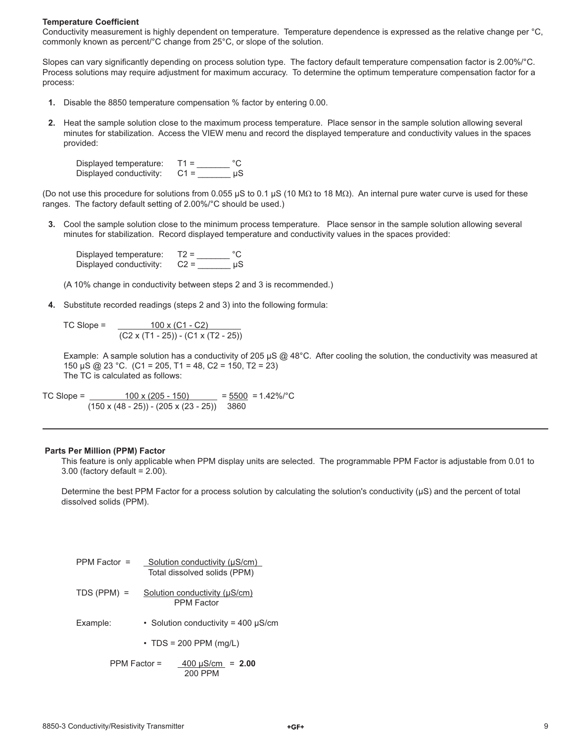### Temperature Coefficient

Conductivity measurement is highly dependent on temperature. Temperature dependence is expressed as the relative change per °C, commonly known as percent/°C change from 25°C, or slope of the solution.

Slopes can vary significantly depending on process solution type. The factory default temperature compensation factor is 2.00%/°C. Process solutions may require adjustment for maximum accuracy. To determine the optimum temperature compensation factor for a process:

1. Disable the 8850 temperature compensation % factor by entering 0.00.

2. Heat the sample solution close to the maximum process temperature. Place sensor in the sample solution allowing several minutes for stabilization. Access the VIEW menu and record the displayed temperature and conductivity values in the spaces provided:

   Displayed temperature: T1 = _______ °C
   Displayed conductivity: C1 = _______ µS

(Do not use this procedure for solutions from 0.055 µS to 0.1 µS (10 MΩ to 18 MΩ). An internal pure water curve is used for these ranges. The factory default setting of 2.00%/°C should be used.)

3. Cool the sample solution close to the minimum process temperature. Place sensor in the sample solution allowing several minutes for stabilization. Record displayed temperature and conductivity values in the spaces provided:

   Displayed temperature: T2 = _______ °C
   Displayed conductivity: C2 = _______ µS

   (A 10% change in conductivity between steps 2 and 3 is recommended.)

4. Substitute recorded readings (steps 2 and 3) into the following formula:

$$\text{TC Slope} = \frac{100 \times (C1 - C2)}{(C2 \times (T1 - 25)) - (C1 \times (T2 - 25))}$$

   Example: A sample solution has a conductivity of 205 µS @ 48°C. After cooling the solution, the conductivity was measured at 150 µS @ 23 °C. (C1 = 205, T1 = 48, C2 = 150, T2 = 23)
   The TC is calculated as follows:

$$\text{TC Slope} = \frac{100 \times (205 - 150)}{(150 \times (48 - 25)) - (205 \times (23 - 25))} = \frac{5500}{3860} = 1.42\%/°\text{C}$$

---

### Parts Per Million (PPM) Factor

This feature is only applicable when PPM display units are selected. The programmable PPM Factor is adjustable from 0.01 to 3.00 (factory default = 2.00).

Determine the best PPM Factor for a process solution by calculating the solution's conductivity (µS) and the percent of total dissolved solids (PPM).

$$\text{PPM Factor} = \frac{\text{Solution conductivity (µS/cm)}}{\text{Total dissolved solids (PPM)}}$$

$$\text{TDS (PPM)} = \frac{\text{Solution conductivity (µS/cm)}}{\text{PPM Factor}}$$

Example:
- Solution conductivity = 400 µS/cm
- TDS = 200 PPM (mg/L)

$$\text{PPM Factor} = \frac{400 \text{ µS/cm}}{200 \text{ PPM}} = \mathbf{2.00}$$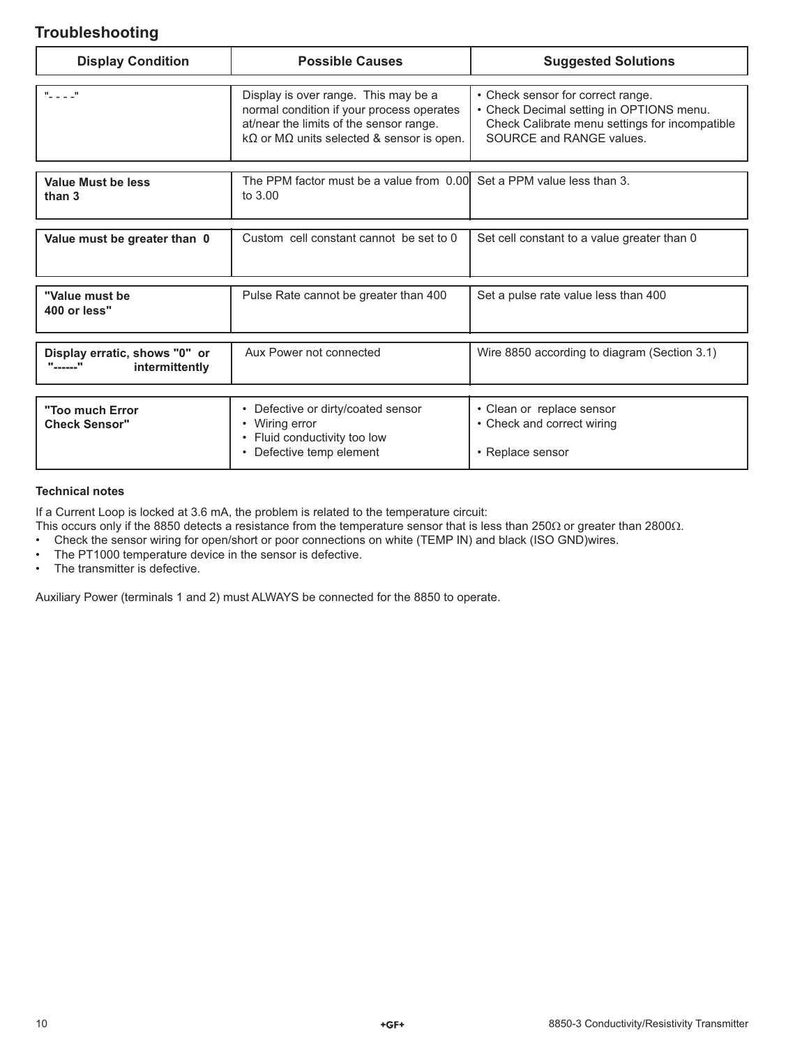## Troubleshooting

| Display Condition | Possible Causes | Suggested Solutions |
|---|---|---|
| "- - - -" | Display is over range. This may be a normal condition if your process operates at/near the limits of the sensor range. kΩ or MΩ units selected & sensor is open. | • Check sensor for correct range.<br>• Check Decimal setting in OPTIONS menu. Check Calibrate menu settings for incompatible SOURCE and RANGE values. |
| **Value Must be less than 3** | The PPM factor must be a value from 0.00 to 3.00 | Set a PPM value less than 3. |
| **Value must be greater than 0** | Custom cell constant cannot be set to 0 | Set cell constant to a value greater than 0 |
| **"Value must be 400 or less"** | Pulse Rate cannot be greater than 400 | Set a pulse rate value less than 400 |
| **Display erratic, shows "0" or "------" intermittently** | Aux Power not connected | Wire 8850 according to diagram (Section 3.1) |
| **"Too much Error Check Sensor"** | • Defective or dirty/coated sensor<br>• Wiring error<br>• Fluid conductivity too low<br>• Defective temp element | • Clean or replace sensor<br>• Check and correct wiring<br><br>• Replace sensor |

**Technical notes**

If a Current Loop is locked at 3.6 mA, the problem is related to the temperature circuit:
This occurs only if the 8850 detects a resistance from the temperature sensor that is less than 250Ω or greater than 2800Ω.

- Check the sensor wiring for open/short or poor connections on white (TEMP IN) and black (ISO GND)wires.
- The PT1000 temperature device in the sensor is defective.
- The transmitter is defective.

Auxiliary Power (terminals 1 and 2) must ALWAYS be connected for the 8850 to operate.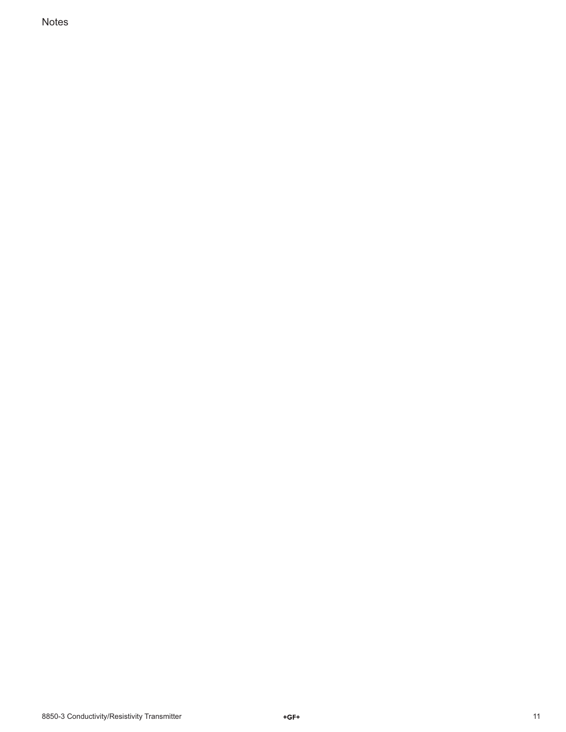Notes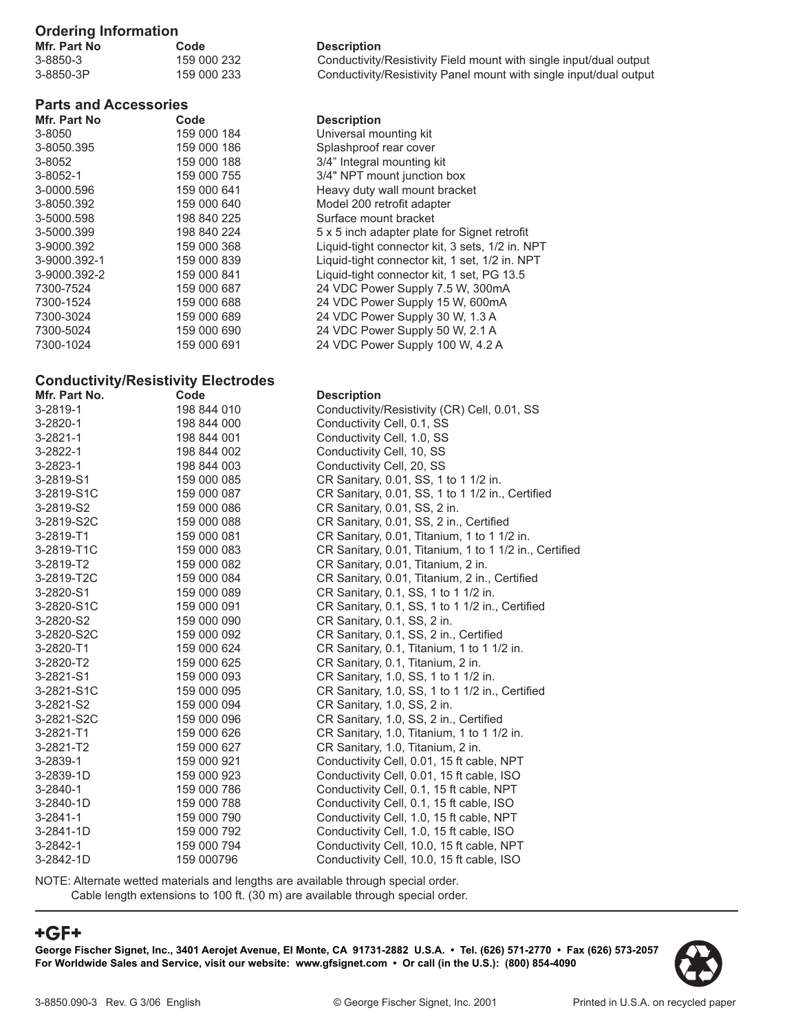## Ordering Information

| Mfr. Part No | Code | Description |
|---|---|---|
| 3-8850-3 | 159 000 232 | Conductivity/Resistivity Field mount with single input/dual output |
| 3-8850-3P | 159 000 233 | Conductivity/Resistivity Panel mount with single input/dual output |

## Parts and Accessories

| Mfr. Part No | Code | Description |
|---|---|---|
| 3-8050 | 159 000 184 | Universal mounting kit |
| 3-8050.395 | 159 000 186 | Splashproof rear cover |
| 3-8052 | 159 000 188 | 3/4" Integral mounting kit |
| 3-8052-1 | 159 000 755 | 3/4" NPT mount junction box |
| 3-0000.596 | 159 000 641 | Heavy duty wall mount bracket |
| 3-8050.392 | 159 000 640 | Model 200 retrofit adapter |
| 3-5000.598 | 198 840 225 | Surface mount bracket |
| 3-5000.399 | 198 840 224 | 5 x 5 inch adapter plate for Signet retrofit |
| 3-9000.392 | 159 000 368 | Liquid-tight connector kit, 3 sets, 1/2 in. NPT |
| 3-9000.392-1 | 159 000 839 | Liquid-tight connector kit, 1 set, 1/2 in. NPT |
| 3-9000.392-2 | 159 000 841 | Liquid-tight connector kit, 1 set, PG 13.5 |
| 7300-7524 | 159 000 687 | 24 VDC Power Supply 7.5 W, 300mA |
| 7300-1524 | 159 000 688 | 24 VDC Power Supply 15 W, 600mA |
| 7300-3024 | 159 000 689 | 24 VDC Power Supply 30 W, 1.3 A |
| 7300-5024 | 159 000 690 | 24 VDC Power Supply 50 W, 2.1 A |
| 7300-1024 | 159 000 691 | 24 VDC Power Supply 100 W, 4.2 A |

## Conductivity/Resistivity Electrodes

| Mfr. Part No. | Code | Description |
|---|---|---|
| 3-2819-1 | 198 844 010 | Conductivity/Resistivity (CR) Cell, 0.01, SS |
| 3-2820-1 | 198 844 000 | Conductivity Cell, 0.1, SS |
| 3-2821-1 | 198 844 001 | Conductivity Cell, 1.0, SS |
| 3-2822-1 | 198 844 002 | Conductivity Cell, 10, SS |
| 3-2823-1 | 198 844 003 | Conductivity Cell, 20, SS |
| 3-2819-S1 | 159 000 085 | CR Sanitary, 0.01, SS, 1 to 1 1/2 in. |
| 3-2819-S1C | 159 000 087 | CR Sanitary, 0.01, SS, 1 to 1 1/2 in., Certified |
| 3-2819-S2 | 159 000 086 | CR Sanitary, 0.01, SS, 2 in. |
| 3-2819-S2C | 159 000 088 | CR Sanitary, 0.01, SS, 2 in., Certified |
| 3-2819-T1 | 159 000 081 | CR Sanitary, 0.01, Titanium, 1 to 1 1/2 in. |
| 3-2819-T1C | 159 000 083 | CR Sanitary, 0.01, Titanium, 1 to 1 1/2 in., Certified |
| 3-2819-T2 | 159 000 082 | CR Sanitary, 0.01, Titanium, 2 in. |
| 3-2819-T2C | 159 000 084 | CR Sanitary, 0.01, Titanium, 2 in., Certified |
| 3-2820-S1 | 159 000 089 | CR Sanitary, 0.1, SS, 1 to 1 1/2 in. |
| 3-2820-S1C | 159 000 091 | CR Sanitary, 0.1, SS, 1 to 1 1/2 in., Certified |
| 3-2820-S2 | 159 000 090 | CR Sanitary, 0.1, SS, 2 in. |
| 3-2820-S2C | 159 000 092 | CR Sanitary, 0.1, SS, 2 in., Certified |
| 3-2820-T1 | 159 000 624 | CR Sanitary, 0.1, Titanium, 1 to 1 1/2 in. |
| 3-2820-T2 | 159 000 625 | CR Sanitary, 0.1, Titanium, 2 in. |
| 3-2821-S1 | 159 000 093 | CR Sanitary, 1.0, SS, 1 to 1 1/2 in. |
| 3-2821-S1C | 159 000 095 | CR Sanitary, 1.0, SS, 1 to 1 1/2 in., Certified |
| 3-2821-S2 | 159 000 094 | CR Sanitary, 1.0, SS, 2 in. |
| 3-2821-S2C | 159 000 096 | CR Sanitary, 1.0, SS, 2 in., Certified |
| 3-2821-T1 | 159 000 626 | CR Sanitary, 1.0, Titanium, 1 to 1 1/2 in. |
| 3-2821-T2 | 159 000 627 | CR Sanitary, 1.0, Titanium, 2 in. |
| 3-2839-1 | 159 000 921 | Conductivity Cell, 0.01, 15 ft cable, NPT |
| 3-2839-1D | 159 000 923 | Conductivity Cell, 0.01, 15 ft cable, ISO |
| 3-2840-1 | 159 000 786 | Conductivity Cell, 0.1, 15 ft cable, NPT |
| 3-2840-1D | 159 000 788 | Conductivity Cell, 0.1, 15 ft cable, ISO |
| 3-2841-1 | 159 000 790 | Conductivity Cell, 1.0, 15 ft cable, NPT |
| 3-2841-1D | 159 000 792 | Conductivity Cell, 1.0, 15 ft cable, ISO |
| 3-2842-1 | 159 000 794 | Conductivity Cell, 10.0, 15 ft cable, NPT |
| 3-2842-1D | 159 000796 | Conductivity Cell, 10.0, 15 ft cable, ISO |

NOTE: Alternate wetted materials and lengths are available through special order.
Cable length extensions to 100 ft. (30 m) are available through special order.

+GF+

**George Fischer Signet, Inc., 3401 Aerojet Avenue, El Monte, CA 91731-2882 U.S.A. • Tel. (626) 571-2770 • Fax (626) 573-2057**
**For Worldwide Sales and Service, visit our website: www.gfsignet.com • Or call (in the U.S.): (800) 854-4090**

3-8850.090-3 Rev. G 3/06 English © George Fischer Signet, Inc. 2001 Printed in U.S.A. on recycled paper